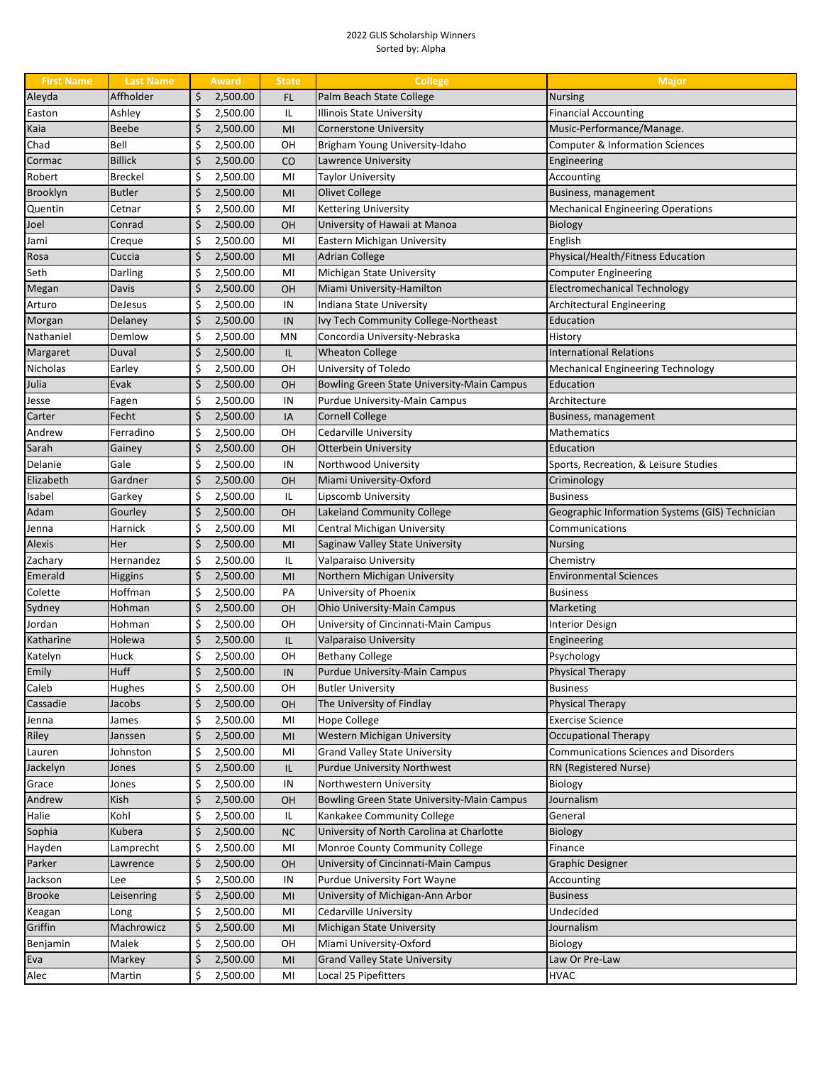2022 GLIS Scholarship Winners
Sorted by: Alpha

| First Name | Last Name | Award | State | College | Major |
|---|---|---|---|---|---|
| Aleyda | Affholder | $ 2,500.00 | FL | Palm Beach State College | Nursing |
| Easton | Ashley | $ 2,500.00 | IL | Illinois State University | Financial Accounting |
| Kaia | Beebe | $ 2,500.00 | MI | Cornerstone University | Music-Performance/Manage. |
| Chad | Bell | $ 2,500.00 | OH | Brigham Young University-Idaho | Computer & Information Sciences |
| Cormac | Billick | $ 2,500.00 | CO | Lawrence University | Engineering |
| Robert | Breckel | $ 2,500.00 | MI | Taylor University | Accounting |
| Brooklyn | Butler | $ 2,500.00 | MI | Olivet College | Business, management |
| Quentin | Cetnar | $ 2,500.00 | MI | Kettering University | Mechanical Engineering Operations |
| Joel | Conrad | $ 2,500.00 | OH | University of Hawaii at Manoa | Biology |
| Jami | Creque | $ 2,500.00 | MI | Eastern Michigan University | English |
| Rosa | Cuccia | $ 2,500.00 | MI | Adrian College | Physical/Health/Fitness Education |
| Seth | Darling | $ 2,500.00 | MI | Michigan State University | Computer Engineering |
| Megan | Davis | $ 2,500.00 | OH | Miami University-Hamilton | Electromechanical Technology |
| Arturo | DeJesus | $ 2,500.00 | IN | Indiana State University | Architectural Engineering |
| Morgan | Delaney | $ 2,500.00 | IN | Ivy Tech Community College-Northeast | Education |
| Nathaniel | Demlow | $ 2,500.00 | MN | Concordia University-Nebraska | History |
| Margaret | Duval | $ 2,500.00 | IL | Wheaton College | International Relations |
| Nicholas | Earley | $ 2,500.00 | OH | University of Toledo | Mechanical Engineering Technology |
| Julia | Evak | $ 2,500.00 | OH | Bowling Green State University-Main Campus | Education |
| Jesse | Fagen | $ 2,500.00 | IN | Purdue University-Main Campus | Architecture |
| Carter | Fecht | $ 2,500.00 | IA | Cornell College | Business, management |
| Andrew | Ferradino | $ 2,500.00 | OH | Cedarville University | Mathematics |
| Sarah | Gainey | $ 2,500.00 | OH | Otterbein University | Education |
| Delanie | Gale | $ 2,500.00 | IN | Northwood University | Sports, Recreation, & Leisure Studies |
| Elizabeth | Gardner | $ 2,500.00 | OH | Miami University-Oxford | Criminology |
| Isabel | Garkey | $ 2,500.00 | IL | Lipscomb University | Business |
| Adam | Gourley | $ 2,500.00 | OH | Lakeland Community College | Geographic Information Systems (GIS) Technician |
| Jenna | Harnick | $ 2,500.00 | MI | Central Michigan University | Communications |
| Alexis | Her | $ 2,500.00 | MI | Saginaw Valley State University | Nursing |
| Zachary | Hernandez | $ 2,500.00 | IL | Valparaiso University | Chemistry |
| Emerald | Higgins | $ 2,500.00 | MI | Northern Michigan University | Environmental Sciences |
| Colette | Hoffman | $ 2,500.00 | PA | University of Phoenix | Business |
| Sydney | Hohman | $ 2,500.00 | OH | Ohio University-Main Campus | Marketing |
| Jordan | Hohman | $ 2,500.00 | OH | University of Cincinnati-Main Campus | Interior Design |
| Katharine | Holewa | $ 2,500.00 | IL | Valparaiso University | Engineering |
| Katelyn | Huck | $ 2,500.00 | OH | Bethany College | Psychology |
| Emily | Huff | $ 2,500.00 | IN | Purdue University-Main Campus | Physical Therapy |
| Caleb | Hughes | $ 2,500.00 | OH | Butler University | Business |
| Cassadie | Jacobs | $ 2,500.00 | OH | The University of Findlay | Physical Therapy |
| Jenna | James | $ 2,500.00 | MI | Hope College | Exercise Science |
| Riley | Janssen | $ 2,500.00 | MI | Western Michigan University | Occupational Therapy |
| Lauren | Johnston | $ 2,500.00 | MI | Grand Valley State University | Communications Sciences and Disorders |
| Jackelyn | Jones | $ 2,500.00 | IL | Purdue University Northwest | RN (Registered Nurse) |
| Grace | Jones | $ 2,500.00 | IN | Northwestern University | Biology |
| Andrew | Kish | $ 2,500.00 | OH | Bowling Green State University-Main Campus | Journalism |
| Halie | Kohl | $ 2,500.00 | IL | Kankakee Community College | General |
| Sophia | Kubera | $ 2,500.00 | NC | University of North Carolina at Charlotte | Biology |
| Hayden | Lamprecht | $ 2,500.00 | MI | Monroe County Community College | Finance |
| Parker | Lawrence | $ 2,500.00 | OH | University of Cincinnati-Main Campus | Graphic Designer |
| Jackson | Lee | $ 2,500.00 | IN | Purdue University Fort Wayne | Accounting |
| Brooke | Leisenring | $ 2,500.00 | MI | University of Michigan-Ann Arbor | Business |
| Keagan | Long | $ 2,500.00 | MI | Cedarville University | Undecided |
| Griffin | Machrowicz | $ 2,500.00 | MI | Michigan State University | Journalism |
| Benjamin | Malek | $ 2,500.00 | OH | Miami University-Oxford | Biology |
| Eva | Markey | $ 2,500.00 | MI | Grand Valley State University | Law Or Pre-Law |
| Alec | Martin | $ 2,500.00 | MI | Local 25 Pipefitters | HVAC |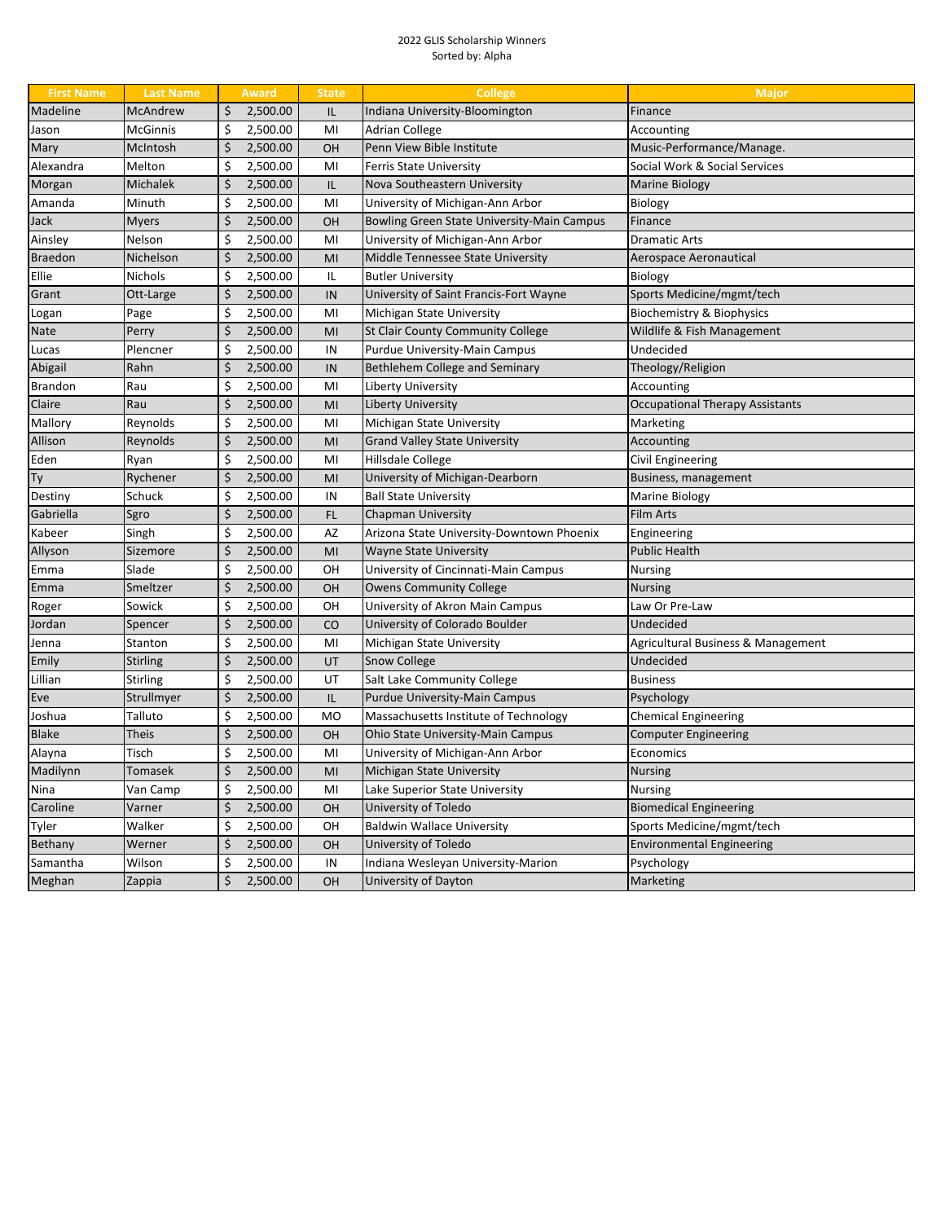2022 GLIS Scholarship Winners
Sorted by: Alpha

| First Name | Last Name | Award | State | College | Major |
|---|---|---|---|---|---|
| Madeline | McAndrew | $ 2,500.00 | IL | Indiana University-Bloomington | Finance |
| Jason | McGinnis | $ 2,500.00 | MI | Adrian College | Accounting |
| Mary | McIntosh | $ 2,500.00 | OH | Penn View Bible Institute | Music-Performance/Manage. |
| Alexandra | Melton | $ 2,500.00 | MI | Ferris State University | Social Work & Social Services |
| Morgan | Michalek | $ 2,500.00 | IL | Nova Southeastern University | Marine Biology |
| Amanda | Minuth | $ 2,500.00 | MI | University of Michigan-Ann Arbor | Biology |
| Jack | Myers | $ 2,500.00 | OH | Bowling Green State University-Main Campus | Finance |
| Ainsley | Nelson | $ 2,500.00 | MI | University of Michigan-Ann Arbor | Dramatic Arts |
| Braedon | Nichelson | $ 2,500.00 | MI | Middle Tennessee State University | Aerospace Aeronautical |
| Ellie | Nichols | $ 2,500.00 | IL | Butler University | Biology |
| Grant | Ott-Large | $ 2,500.00 | IN | University of Saint Francis-Fort Wayne | Sports Medicine/mgmt/tech |
| Logan | Page | $ 2,500.00 | MI | Michigan State University | Biochemistry & Biophysics |
| Nate | Perry | $ 2,500.00 | MI | St Clair County Community College | Wildlife & Fish Management |
| Lucas | Plencner | $ 2,500.00 | IN | Purdue University-Main Campus | Undecided |
| Abigail | Rahn | $ 2,500.00 | IN | Bethlehem College and Seminary | Theology/Religion |
| Brandon | Rau | $ 2,500.00 | MI | Liberty University | Accounting |
| Claire | Rau | $ 2,500.00 | MI | Liberty University | Occupational Therapy Assistants |
| Mallory | Reynolds | $ 2,500.00 | MI | Michigan State University | Marketing |
| Allison | Reynolds | $ 2,500.00 | MI | Grand Valley State University | Accounting |
| Eden | Ryan | $ 2,500.00 | MI | Hillsdale College | Civil Engineering |
| Ty | Rychener | $ 2,500.00 | MI | University of Michigan-Dearborn | Business, management |
| Destiny | Schuck | $ 2,500.00 | IN | Ball State University | Marine Biology |
| Gabriella | Sgro | $ 2,500.00 | FL | Chapman University | Film Arts |
| Kabeer | Singh | $ 2,500.00 | AZ | Arizona State University-Downtown Phoenix | Engineering |
| Allyson | Sizemore | $ 2,500.00 | MI | Wayne State University | Public Health |
| Emma | Slade | $ 2,500.00 | OH | University of Cincinnati-Main Campus | Nursing |
| Emma | Smeltzer | $ 2,500.00 | OH | Owens Community College | Nursing |
| Roger | Sowick | $ 2,500.00 | OH | University of Akron Main Campus | Law Or Pre-Law |
| Jordan | Spencer | $ 2,500.00 | CO | University of Colorado Boulder | Undecided |
| Jenna | Stanton | $ 2,500.00 | MI | Michigan State University | Agricultural Business & Management |
| Emily | Stirling | $ 2,500.00 | UT | Snow College | Undecided |
| Lillian | Stirling | $ 2,500.00 | UT | Salt Lake Community College | Business |
| Eve | Strullmyer | $ 2,500.00 | IL | Purdue University-Main Campus | Psychology |
| Joshua | Talluto | $ 2,500.00 | MO | Massachusetts Institute of Technology | Chemical Engineering |
| Blake | Theis | $ 2,500.00 | OH | Ohio State University-Main Campus | Computer Engineering |
| Alayna | Tisch | $ 2,500.00 | MI | University of Michigan-Ann Arbor | Economics |
| Madilynn | Tomasek | $ 2,500.00 | MI | Michigan State University | Nursing |
| Nina | Van Camp | $ 2,500.00 | MI | Lake Superior State University | Nursing |
| Caroline | Varner | $ 2,500.00 | OH | University of Toledo | Biomedical Engineering |
| Tyler | Walker | $ 2,500.00 | OH | Baldwin Wallace University | Sports Medicine/mgmt/tech |
| Bethany | Werner | $ 2,500.00 | OH | University of Toledo | Environmental Engineering |
| Samantha | Wilson | $ 2,500.00 | IN | Indiana Wesleyan University-Marion | Psychology |
| Meghan | Zappia | $ 2,500.00 | OH | University of Dayton | Marketing |